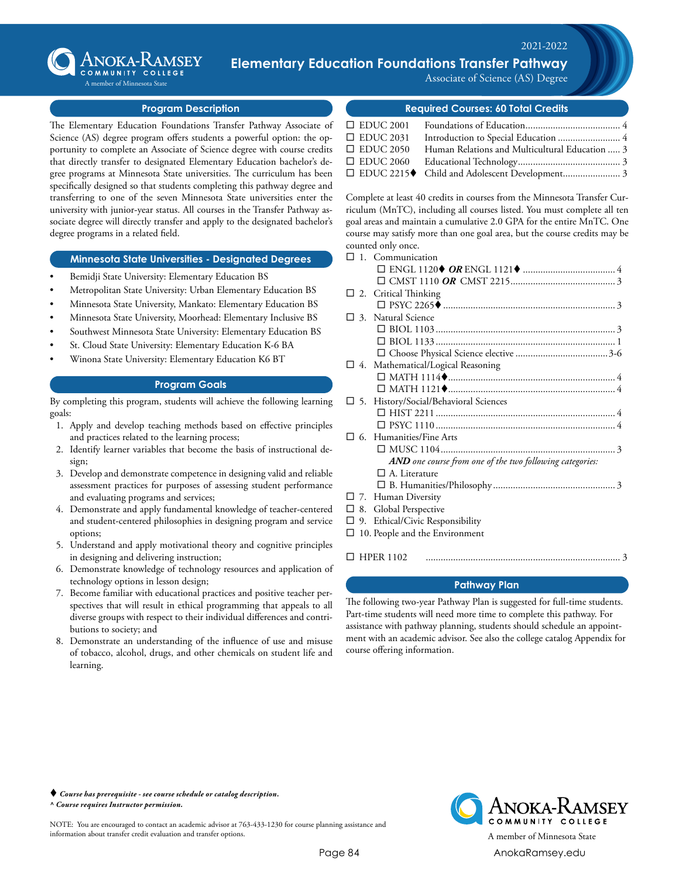# Anoka-Ramsey Community College

A member of Minnesota State

2021-2022

# Elementary Education Foundations Transfer Pathway

Associate of Science (AS) Degree

## Program Description

The Elementary Education Foundations Transfer Pathway Associate of Science (AS) degree program offers students a powerful option: the opportunity to complete an Associate of Science degree with course credits that directly transfer to designated Elementary Education bachelor's degree programs at Minnesota State universities. The curriculum has been specifically designed so that students completing this pathway degree and transferring to one of the seven Minnesota State universities enter the university with junior-year status. All courses in the Transfer Pathway associate degree will directly transfer and apply to the designated bachelor's degree programs in a related field.

## Minnesota State Universities - Designated Degrees

- Bemidji State University: Elementary Education BS
- Metropolitan State University: Urban Elementary Education BS
- Minnesota State University, Mankato: Elementary Education BS
- Minnesota State University, Moorhead: Elementary Inclusive BS
- Southwest Minnesota State University: Elementary Education BS
- St. Cloud State University: Elementary Education K-6 BA
- Winona State University: Elementary Education K6 BT

## Program Goals

By completing this program, students will achieve the following learning goals:

1. Apply and develop teaching methods based on effective principles and practices related to the learning process;
2. Identify learner variables that become the basis of instructional design;
3. Develop and demonstrate competence in designing valid and reliable assessment practices for purposes of assessing student performance and evaluating programs and services;
4. Demonstrate and apply fundamental knowledge of teacher-centered and student-centered philosophies in designing program and service options;
5. Understand and apply motivational theory and cognitive principles in designing and delivering instruction;
6. Demonstrate knowledge of technology resources and application of technology options in lesson design;
7. Become familiar with educational practices and positive teacher perspectives that will result in ethical programming that appeals to all diverse groups with respect to their individual differences and contributions to society; and
8. Demonstrate an understanding of the influence of use and misuse of tobacco, alcohol, drugs, and other chemicals on student life and learning.

## Required Courses: 60 Total Credits

- ☐ EDUC 2001 Foundations of Education .... 4
- ☐ EDUC 2031 Introduction to Special Education .... 4
- ☐ EDUC 2050 Human Relations and Multicultural Education .... 3
- ☐ EDUC 2060 Educational Technology .... 3
- ☐ EDUC 2215♦ Child and Adolescent Development .... 3

Complete at least 40 credits in courses from the Minnesota Transfer Curriculum (MnTC), including all courses listed. You must complete all ten goal areas and maintain a cumulative 2.0 GPA for the entire MnTC. One course may satisfy more than one goal area, but the course credits may be counted only once.

- ☐ 1. Communication
  - ☐ ENGL 1120♦ ***OR*** ENGL 1121♦ .... 4
  - ☐ CMST 1110 ***OR*** CMST 2215 .... 3
- ☐ 2. Critical Thinking
  - ☐ PSYC 2265♦ .... 3
- ☐ 3. Natural Science
  - ☐ BIOL 1103 .... 3
  - ☐ BIOL 1133 .... 1
  - ☐ Choose Physical Science elective .... 3-6
- ☐ 4. Mathematical/Logical Reasoning
  - ☐ MATH 1114♦ .... 4
  - ☐ MATH 1121♦ .... 4
- ☐ 5. History/Social/Behavioral Sciences
  - ☐ HIST 2211 .... 4
  - ☐ PSYC 1110 .... 4
- ☐ 6. Humanities/Fine Arts
  - ☐ MUSC 1104 .... 3
  - ***AND*** *one course from one of the two following categories:*
  - ☐ A. Literature
  - ☐ B. Humanities/Philosophy .... 3
- ☐ 7. Human Diversity
- ☐ 8. Global Perspective
- ☐ 9. Ethical/Civic Responsibility
- ☐ 10. People and the Environment

☐ HPER 1102 .... 3

## Pathway Plan

The following two-year Pathway Plan is suggested for full-time students. Part-time students will need more time to complete this pathway. For assistance with pathway planning, students should schedule an appointment with an academic advisor. See also the college catalog Appendix for course offering information.

♦ ***Course has prerequisite - see course schedule or catalog description.***

^ ***Course requires Instructor permission.***

NOTE: You are encouraged to contact an academic advisor at 763-433-1230 for course planning assistance and information about transfer credit evaluation and transfer options.

Anoka-Ramsey Community College — A member of Minnesota State — AnokaRamsey.edu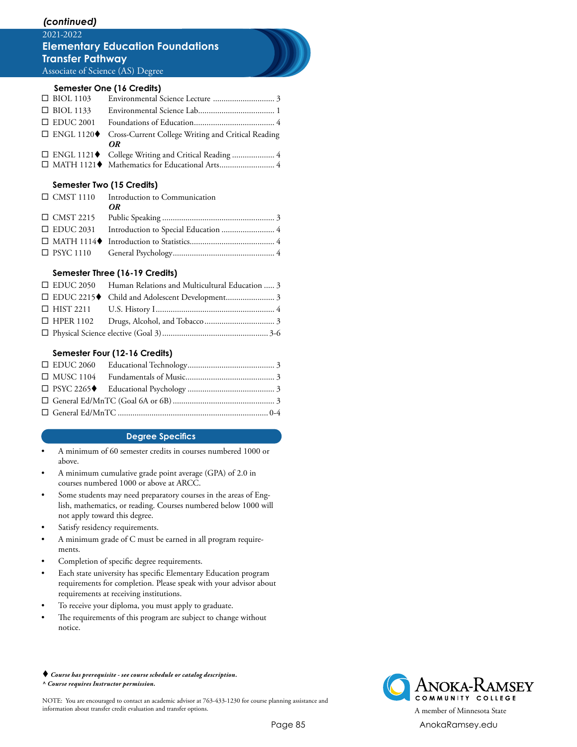*(continued)*

2021-2022

# Elementary Education Foundations Transfer Pathway

Associate of Science (AS) Degree

### Semester One (16 Credits)

- ☐ BIOL 1103 Environmental Science Lecture .......... 3
- ☐ BIOL 1133 Environmental Science Lab .......... 1
- ☐ EDUC 2001 Foundations of Education .......... 4
- ☐ ENGL 1120♦ Cross-Current College Writing and Critical Reading  
  ***OR***
- ☐ ENGL 1121♦ College Writing and Critical Reading .......... 4
- ☐ MATH 1121♦ Mathematics for Educational Arts .......... 4

### Semester Two (15 Credits)

- ☐ CMST 1110 Introduction to Communication  
  ***OR***
- ☐ CMST 2215 Public Speaking .......... 3
- ☐ EDUC 2031 Introduction to Special Education .......... 4
- ☐ MATH 1114♦ Introduction to Statistics .......... 4
- ☐ PSYC 1110 General Psychology .......... 4

### Semester Three (16-19 Credits)

- ☐ EDUC 2050 Human Relations and Multicultural Education .......... 3
- ☐ EDUC 2215♦ Child and Adolescent Development .......... 3
- ☐ HIST 2211 U.S. History I .......... 4
- ☐ HPER 1102 Drugs, Alcohol, and Tobacco .......... 3
- ☐ Physical Science elective (Goal 3) .......... 3-6

### Semester Four (12-16 Credits)

- ☐ EDUC 2060 Educational Technology .......... 3
- ☐ MUSC 1104 Fundamentals of Music .......... 3
- ☐ PSYC 2265♦ Educational Psychology .......... 3
- ☐ General Ed/MnTC (Goal 6A or 6B) .......... 3
- ☐ General Ed/MnTC .......... 0-4

## Degree Specifics

- A minimum of 60 semester credits in courses numbered 1000 or above.
- A minimum cumulative grade point average (GPA) of 2.0 in courses numbered 1000 or above at ARCC.
- Some students may need preparatory courses in the areas of English, mathematics, or reading. Courses numbered below 1000 will not apply toward this degree.
- Satisfy residency requirements.
- A minimum grade of C must be earned in all program requirements.
- Completion of specific degree requirements.
- Each state university has specific Elementary Education program requirements for completion. Please speak with your advisor about requirements at receiving institutions.
- To receive your diploma, you must apply to graduate.
- The requirements of this program are subject to change without notice.

♦ ***Course has prerequisite - see course schedule or catalog description.***
^ ***Course requires Instructor permission.***

NOTE: You are encouraged to contact an academic advisor at 763-433-1230 for course planning assistance and information about transfer credit evaluation and transfer options.

Anoka-Ramsey Community College
A member of Minnesota State
AnokaRamsey.edu